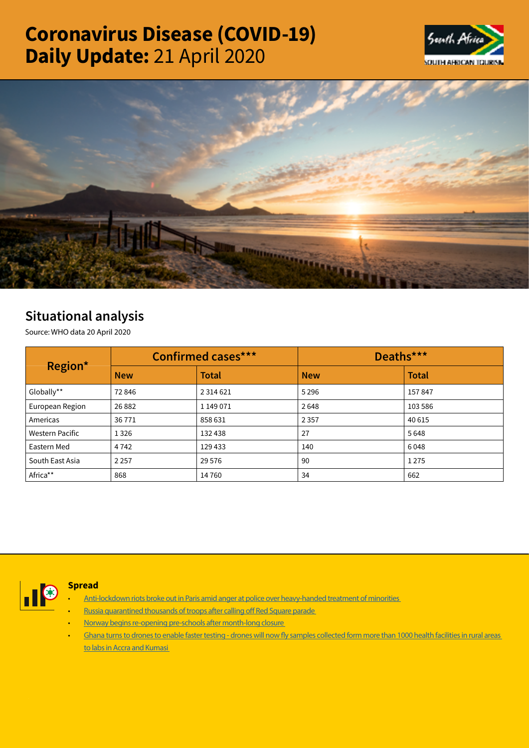# Coronavirus Disease (COVID-19) Daily Update: 21 April 2020

## Situational analysis

Source: WHO data 20 April 2020

| Region* | Confirmed cases*** | | Deaths*** | |
|---|---|---|---|---|
| | New | Total | New | Total |
| Globally** | 72 846 | 2 314 621 | 5 296 | 157 847 |
| European Region | 26 882 | 1 149 071 | 2 648 | 103 586 |
| Americas | 36 771 | 858 631 | 2 357 | 40 615 |
| Western Pacific | 1 326 | 132 438 | 27 | 5 648 |
| Eastern Med | 4 742 | 129 433 | 140 | 6 048 |
| South East Asia | 2 257 | 29 576 | 90 | 1 275 |
| Africa** | 868 | 14 760 | 34 | 662 |

### Spread

- Anti-lockdown riots broke out in Paris amid anger at police over heavy-handed treatment of minorities
- Russia quarantined thousands of troops after calling off Red Square parade
- Norway begins re-opening pre-schools after month-long closure
- Ghana turns to drones to enable faster testing - drones will now fly samples collected form more than 1000 health facilities in rural areas to labs in Accra and Kumasi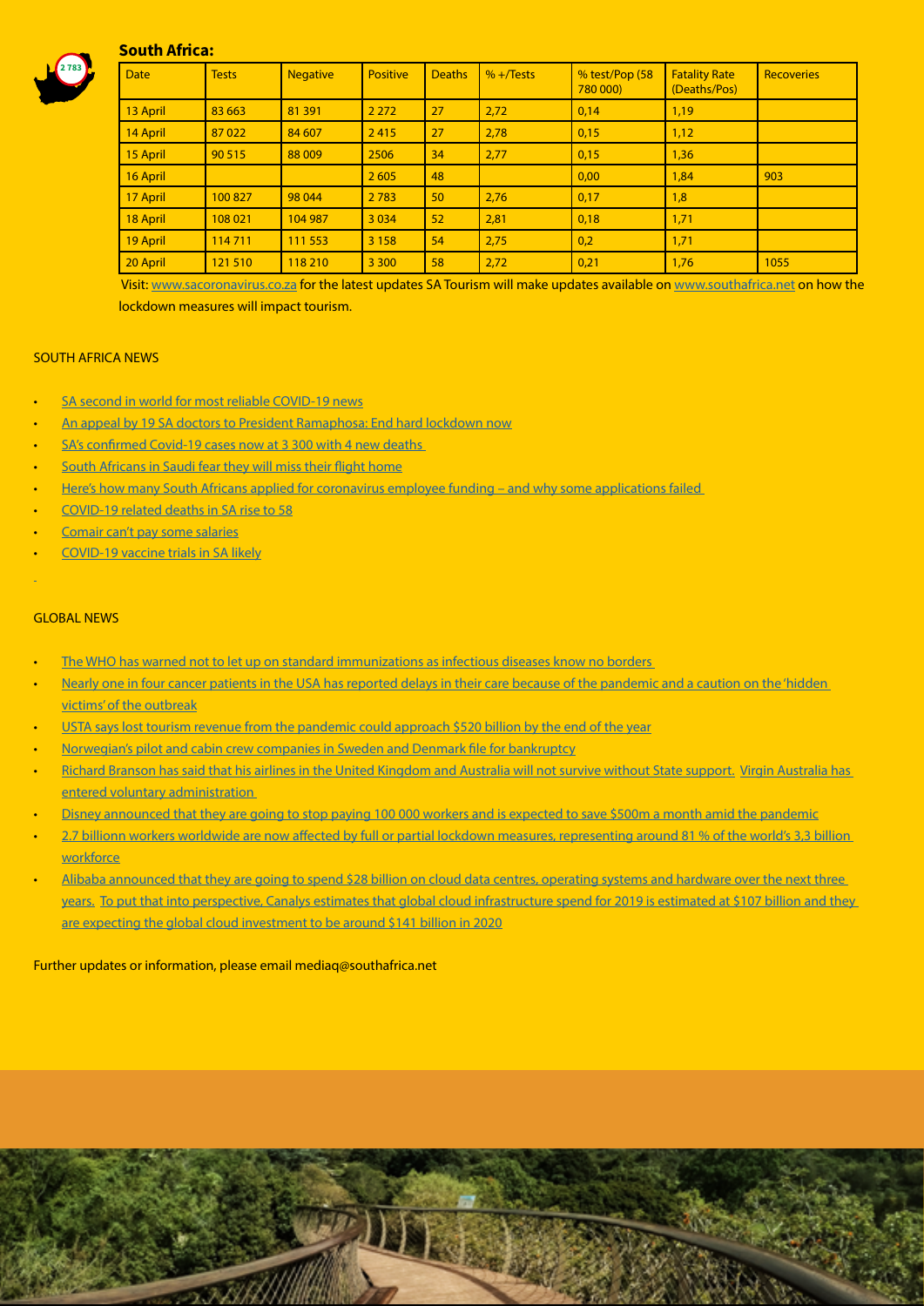## South Africa:

| Date | Tests | Negative | Positive | Deaths | % +/Tests | % test/Pop (58 780 000) | Fatality Rate (Deaths/Pos) | Recoveries |
|---|---|---|---|---|---|---|---|---|
| 13 April | 83 663 | 81 391 | 2 272 | 27 | 2,72 | 0,14 | 1,19 | |
| 14 April | 87 022 | 84 607 | 2 415 | 27 | 2,78 | 0,15 | 1,12 | |
| 15 April | 90 515 | 88 009 | 2506 | 34 | 2,77 | 0,15 | 1,36 | |
| 16 April | | | 2 605 | 48 | | 0,00 | 1,84 | 903 |
| 17 April | 100 827 | 98 044 | 2 783 | 50 | 2,76 | 0,17 | 1,8 | |
| 18 April | 108 021 | 104 987 | 3 034 | 52 | 2,81 | 0,18 | 1,71 | |
| 19 April | 114 711 | 111 553 | 3 158 | 54 | 2,75 | 0,2 | 1,71 | |
| 20 April | 121 510 | 118 210 | 3 300 | 58 | 2,72 | 0,21 | 1,76 | 1055 |

Visit: www.sacoronavirus.co.za for the latest updates SA Tourism will make updates available on www.southafrica.net on how the lockdown measures will impact tourism.

SOUTH AFRICA NEWS

- SA second in world for most reliable COVID-19 news
- An appeal by 19 SA doctors to President Ramaphosa: End hard lockdown now
- SA's confirmed Covid-19 cases now at 3 300 with 4 new deaths
- South Africans in Saudi fear they will miss their flight home
- Here's how many South Africans applied for coronavirus employee funding – and why some applications failed
- COVID-19 related deaths in SA rise to 58
- Comair can't pay some salaries
- COVID-19 vaccine trials in SA likely

GLOBAL NEWS

- The WHO has warned not to let up on standard immunizations as infectious diseases know no borders
- Nearly one in four cancer patients in the USA has reported delays in their care because of the pandemic and a caution on the 'hidden victims' of the outbreak
- USTA says lost tourism revenue from the pandemic could approach $520 billion by the end of the year
- Norwegian's pilot and cabin crew companies in Sweden and Denmark file for bankruptcy
- Richard Branson has said that his airlines in the United Kingdom and Australia will not survive without State support. Virgin Australia has entered voluntary administration
- Disney announced that they are going to stop paying 100 000 workers and is expected to save $500m a month amid the pandemic
- 2.7 billionn workers worldwide are now affected by full or partial lockdown measures, representing around 81 % of the world's 3,3 billion workforce
- Alibaba announced that they are going to spend $28 billion on cloud data centres, operating systems and hardware over the next three years. To put that into perspective, Canalys estimates that global cloud infrastructure spend for 2019 is estimated at $107 billion and they are expecting the global cloud investment to be around $141 billion in 2020

Further updates or information, please email mediaq@southafrica.net